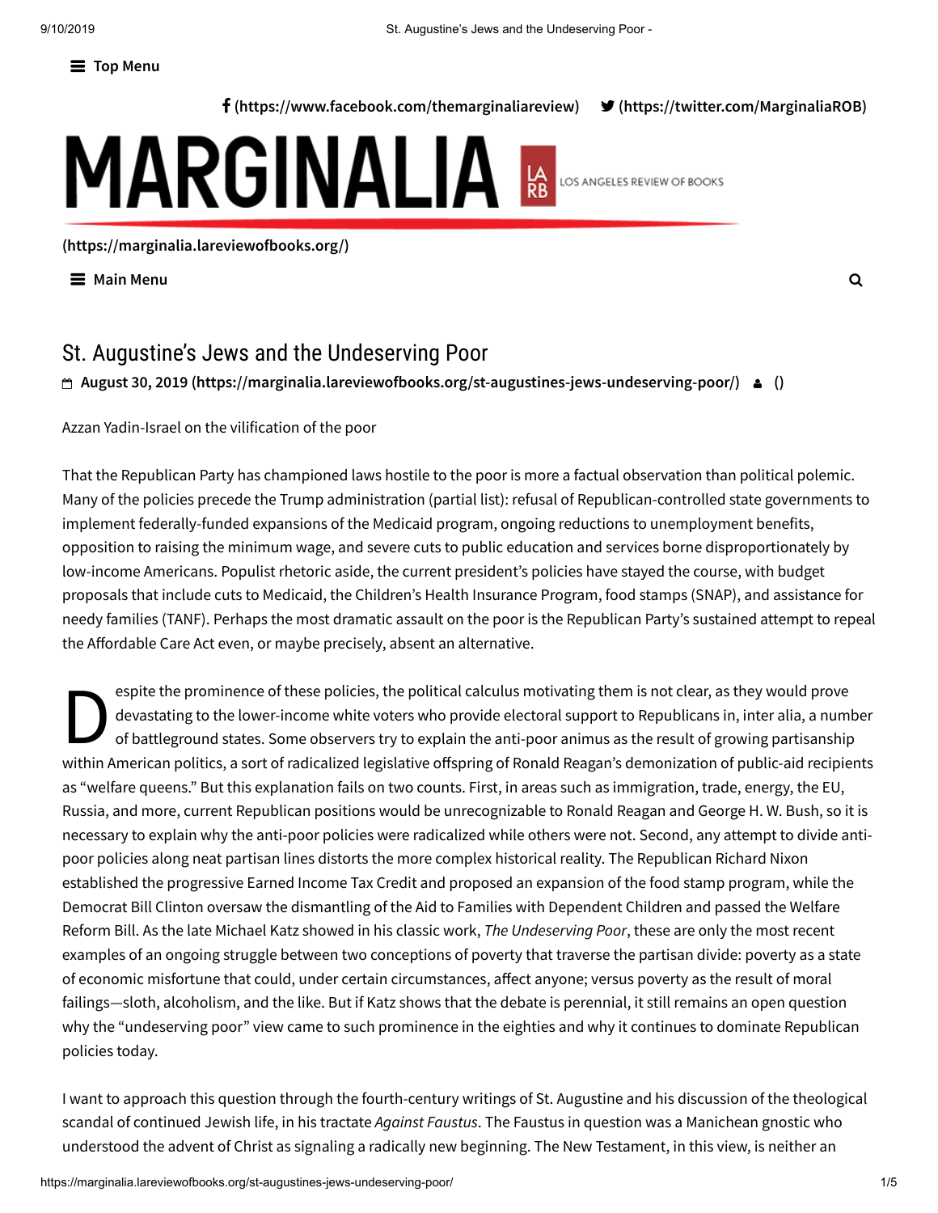# St. Augustine's Jews and the Undeserving Poor

August 30, 2019

Azzan Yadin-Israel on the vilification of the poor

That the Republican Party has championed laws hostile to the poor is more a factual observation than political polemic. Many of the policies precede the Trump administration (partial list): refusal of Republican-controlled state governments to implement federally-funded expansions of the Medicaid program, ongoing reductions to unemployment benefits, opposition to raising the minimum wage, and severe cuts to public education and services borne disproportionately by low-income Americans. Populist rhetoric aside, the current president's policies have stayed the course, with budget proposals that include cuts to Medicaid, the Children's Health Insurance Program, food stamps (SNAP), and assistance for needy families (TANF). Perhaps the most dramatic assault on the poor is the Republican Party's sustained attempt to repeal the Affordable Care Act even, or maybe precisely, absent an alternative.

Despite the prominence of these policies, the political calculus motivating them is not clear, as they would prove devastating to the lower-income white voters who provide electoral support to Republicans in, inter alia, a number of battleground states. Some observers try to explain the anti-poor animus as the result of growing partisanship within American politics, a sort of radicalized legislative offspring of Ronald Reagan's demonization of public-aid recipients as "welfare queens." But this explanation fails on two counts. First, in areas such as immigration, trade, energy, the EU, Russia, and more, current Republican positions would be unrecognizable to Ronald Reagan and George H. W. Bush, so it is necessary to explain why the anti-poor policies were radicalized while others were not. Second, any attempt to divide anti-poor policies along neat partisan lines distorts the more complex historical reality. The Republican Richard Nixon established the progressive Earned Income Tax Credit and proposed an expansion of the food stamp program, while the Democrat Bill Clinton oversaw the dismantling of the Aid to Families with Dependent Children and passed the Welfare Reform Bill. As the late Michael Katz showed in his classic work, *The Undeserving Poor*, these are only the most recent examples of an ongoing struggle between two conceptions of poverty that traverse the partisan divide: poverty as a state of economic misfortune that could, under certain circumstances, affect anyone; versus poverty as the result of moral failings—sloth, alcoholism, and the like. But if Katz shows that the debate is perennial, it still remains an open question why the "undeserving poor" view came to such prominence in the eighties and why it continues to dominate Republican policies today.

I want to approach this question through the fourth-century writings of St. Augustine and his discussion of the theological scandal of continued Jewish life, in his tractate *Against Faustus*. The Faustus in question was a Manichean gnostic who understood the advent of Christ as signaling a radically new beginning. The New Testament, in this view, is neither an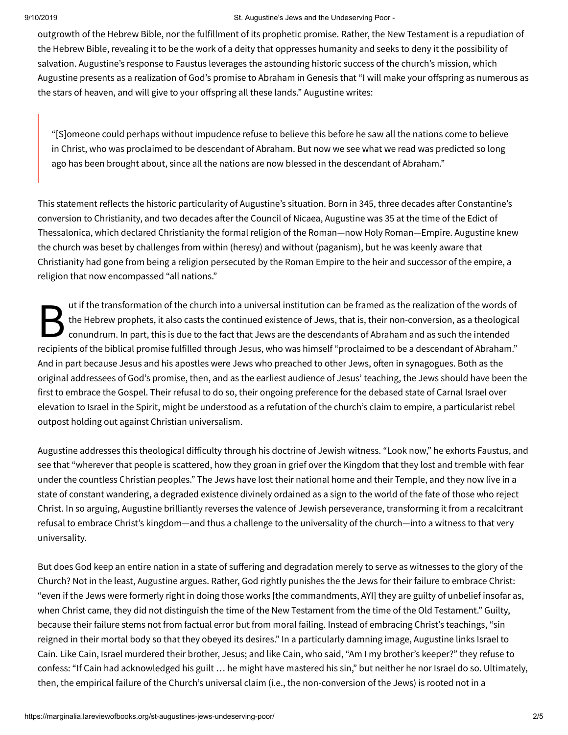outgrowth of the Hebrew Bible, nor the fulfillment of its prophetic promise. Rather, the New Testament is a repudiation of the Hebrew Bible, revealing it to be the work of a deity that oppresses humanity and seeks to deny it the possibility of salvation. Augustine's response to Faustus leverages the astounding historic success of the church's mission, which Augustine presents as a realization of God's promise to Abraham in Genesis that "I will make your offspring as numerous as the stars of heaven, and will give to your offspring all these lands." Augustine writes:

> "[S]omeone could perhaps without impudence refuse to believe this before he saw all the nations come to believe in Christ, who was proclaimed to be descendant of Abraham. But now we see what we read was predicted so long ago has been brought about, since all the nations are now blessed in the descendant of Abraham."

This statement reflects the historic particularity of Augustine's situation. Born in 345, three decades after Constantine's conversion to Christianity, and two decades after the Council of Nicaea, Augustine was 35 at the time of the Edict of Thessalonica, which declared Christianity the formal religion of the Roman—now Holy Roman—Empire. Augustine knew the church was beset by challenges from within (heresy) and without (paganism), but he was keenly aware that Christianity had gone from being a religion persecuted by the Roman Empire to the heir and successor of the empire, a religion that now encompassed "all nations."

But if the transformation of the church into a universal institution can be framed as the realization of the words of the Hebrew prophets, it also casts the continued existence of Jews, that is, their non-conversion, as a theological conundrum. In part, this is due to the fact that Jews are the descendants of Abraham and as such the intended recipients of the biblical promise fulfilled through Jesus, who was himself "proclaimed to be a descendant of Abraham." And in part because Jesus and his apostles were Jews who preached to other Jews, often in synagogues. Both as the original addressees of God's promise, then, and as the earliest audience of Jesus' teaching, the Jews should have been the first to embrace the Gospel. Their refusal to do so, their ongoing preference for the debased state of Carnal Israel over elevation to Israel in the Spirit, might be understood as a refutation of the church's claim to empire, a particularist rebel outpost holding out against Christian universalism.

Augustine addresses this theological difficulty through his doctrine of Jewish witness. "Look now," he exhorts Faustus, and see that "wherever that people is scattered, how they groan in grief over the Kingdom that they lost and tremble with fear under the countless Christian peoples." The Jews have lost their national home and their Temple, and they now live in a state of constant wandering, a degraded existence divinely ordained as a sign to the world of the fate of those who reject Christ. In so arguing, Augustine brilliantly reverses the valence of Jewish perseverance, transforming it from a recalcitrant refusal to embrace Christ's kingdom—and thus a challenge to the universality of the church—into a witness to that very universality.

But does God keep an entire nation in a state of suffering and degradation merely to serve as witnesses to the glory of the Church? Not in the least, Augustine argues. Rather, God rightly punishes the the Jews for their failure to embrace Christ: "even if the Jews were formerly right in doing those works [the commandments, AYI] they are guilty of unbelief insofar as, when Christ came, they did not distinguish the time of the New Testament from the time of the Old Testament." Guilty, because their failure stems not from factual error but from moral failing. Instead of embracing Christ's teachings, "sin reigned in their mortal body so that they obeyed its desires." In a particularly damning image, Augustine links Israel to Cain. Like Cain, Israel murdered their brother, Jesus; and like Cain, who said, "Am I my brother's keeper?" they refuse to confess: "If Cain had acknowledged his guilt … he might have mastered his sin," but neither he nor Israel do so. Ultimately, then, the empirical failure of the Church's universal claim (i.e., the non-conversion of the Jews) is rooted not in a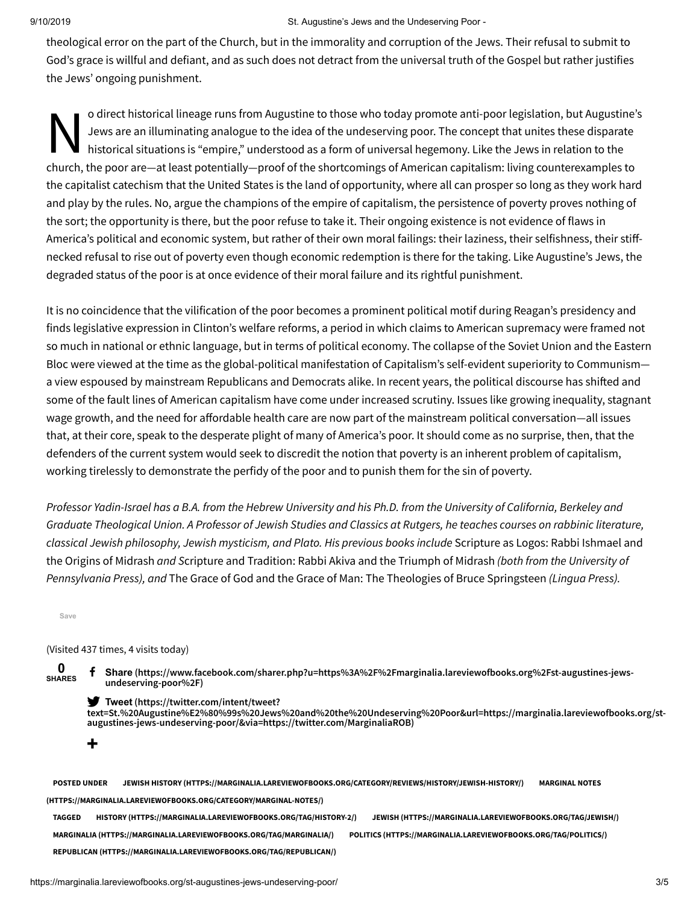theological error on the part of the Church, but in the immorality and corruption of the Jews. Their refusal to submit to God's grace is willful and defiant, and as such does not detract from the universal truth of the Gospel but rather justifies the Jews' ongoing punishment.

No direct historical lineage runs from Augustine to those who today promote anti-poor legislation, but Augustine's Jews are an illuminating analogue to the idea of the undeserving poor. The concept that unites these disparate historical situations is "empire," understood as a form of universal hegemony. Like the Jews in relation to the church, the poor are—at least potentially—proof of the shortcomings of American capitalism: living counterexamples to the capitalist catechism that the United States is the land of opportunity, where all can prosper so long as they work hard and play by the rules. No, argue the champions of the empire of capitalism, the persistence of poverty proves nothing of the sort; the opportunity is there, but the poor refuse to take it. Their ongoing existence is not evidence of flaws in America's political and economic system, but rather of their own moral failings: their laziness, their selfishness, their stiff-necked refusal to rise out of poverty even though economic redemption is there for the taking. Like Augustine's Jews, the degraded status of the poor is at once evidence of their moral failure and its rightful punishment.

It is no coincidence that the vilification of the poor becomes a prominent political motif during Reagan's presidency and finds legislative expression in Clinton's welfare reforms, a period in which claims to American supremacy were framed not so much in national or ethnic language, but in terms of political economy. The collapse of the Soviet Union and the Eastern Bloc were viewed at the time as the global-political manifestation of Capitalism's self-evident superiority to Communism—a view espoused by mainstream Republicans and Democrats alike. In recent years, the political discourse has shifted and some of the fault lines of American capitalism have come under increased scrutiny. Issues like growing inequality, stagnant wage growth, and the need for affordable health care are now part of the mainstream political conversation—all issues that, at their core, speak to the desperate plight of many of America's poor. It should come as no surprise, then, that the defenders of the current system would seek to discredit the notion that poverty is an inherent problem of capitalism, working tirelessly to demonstrate the perfidy of the poor and to punish them for the sin of poverty.

*Professor Yadin-Israel has a B.A. from the Hebrew University and his Ph.D. from the University of California, Berkeley and Graduate Theological Union. A Professor of Jewish Studies and Classics at Rutgers, he teaches courses on rabbinic literature, classical Jewish philosophy, Jewish mysticism, and Plato. His previous books include* Scripture as Logos: Rabbi Ishmael and the Origins of Midrash *and S*cripture and Tradition: Rabbi Akiva and the Triumph of Midrash *(both from the University of Pennsylvania Press), and* The Grace of God and the Grace of Man: The Theologies of Bruce Springsteen *(Lingua Press).*

Save

(Visited 437 times, 4 visits today)

0 SHARES

**Share** (https://www.facebook.com/sharer.php?u=https%3A%2F%2Fmarginalia.lareviewofbooks.org%2Fst-augustines-jews-undeserving-poor%2F)

**Tweet** (https://twitter.com/intent/tweet?text=St.%20Augustine%E2%80%99s%20Jews%20and%20the%20Undeserving%20Poor&url=https://marginalia.lareviewofbooks.org/st-augustines-jews-undeserving-poor/&via=https://twitter.com/MarginaliaROB)

+

**POSTED UNDER** JEWISH HISTORY (HTTPS://MARGINALIA.LAREVIEWOFBOOKS.ORG/CATEGORY/REVIEWS/HISTORY/JEWISH-HISTORY/) MARGINAL NOTES (HTTPS://MARGINALIA.LAREVIEWOFBOOKS.ORG/CATEGORY/MARGINAL-NOTES/)

**TAGGED** HISTORY (HTTPS://MARGINALIA.LAREVIEWOFBOOKS.ORG/TAG/HISTORY-2/) JEWISH (HTTPS://MARGINALIA.LAREVIEWOFBOOKS.ORG/TAG/JEWISH/) MARGINALIA (HTTPS://MARGINALIA.LAREVIEWOFBOOKS.ORG/TAG/MARGINALIA/) POLITICS (HTTPS://MARGINALIA.LAREVIEWOFBOOKS.ORG/TAG/POLITICS/) REPUBLICAN (HTTPS://MARGINALIA.LAREVIEWOFBOOKS.ORG/TAG/REPUBLICAN/)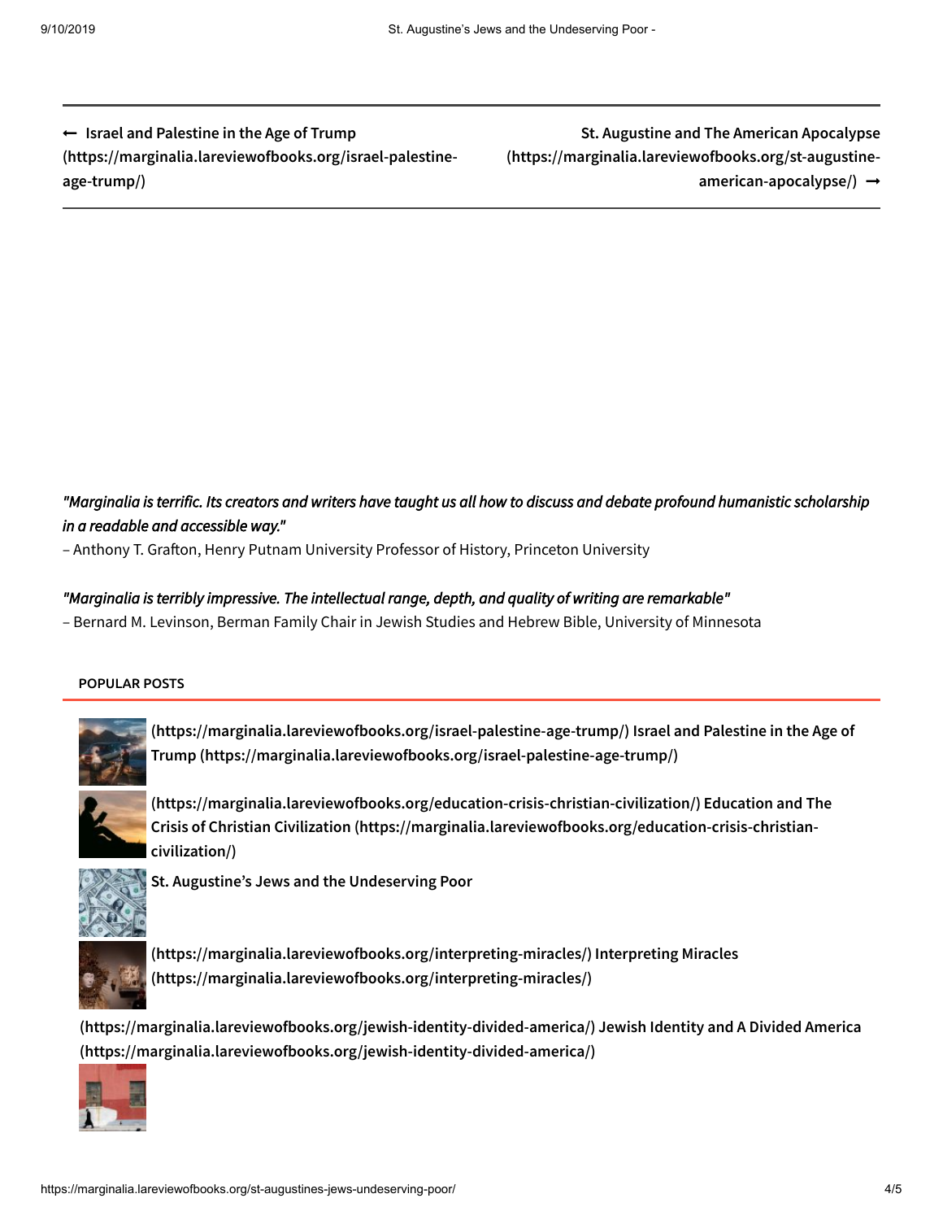← **Israel and Palestine in the Age of Trump (https://marginalia.lareviewofbooks.org/israel-palestine-age-trump/)**

**St. Augustine and The American Apocalypse (https://marginalia.lareviewofbooks.org/st-augustine-american-apocalypse/)** →

*"Marginalia is terrific. Its creators and writers have taught us all how to discuss and debate profound humanistic scholarship in a readable and accessible way."*
– Anthony T. Grafton, Henry Putnam University Professor of History, Princeton University

*"Marginalia is terribly impressive. The intellectual range, depth, and quality of writing are remarkable"*
– Bernard M. Levinson, Berman Family Chair in Jewish Studies and Hebrew Bible, University of Minnesota

**POPULAR POSTS**

**(https://marginalia.lareviewofbooks.org/israel-palestine-age-trump/) Israel and Palestine in the Age of Trump (https://marginalia.lareviewofbooks.org/israel-palestine-age-trump/)**

**(https://marginalia.lareviewofbooks.org/education-crisis-christian-civilization/) Education and The Crisis of Christian Civilization (https://marginalia.lareviewofbooks.org/education-crisis-christian-civilization/)**

**St. Augustine's Jews and the Undeserving Poor**

**(https://marginalia.lareviewofbooks.org/interpreting-miracles/) Interpreting Miracles (https://marginalia.lareviewofbooks.org/interpreting-miracles/)**

**(https://marginalia.lareviewofbooks.org/jewish-identity-divided-america/) Jewish Identity and A Divided America (https://marginalia.lareviewofbooks.org/jewish-identity-divided-america/)**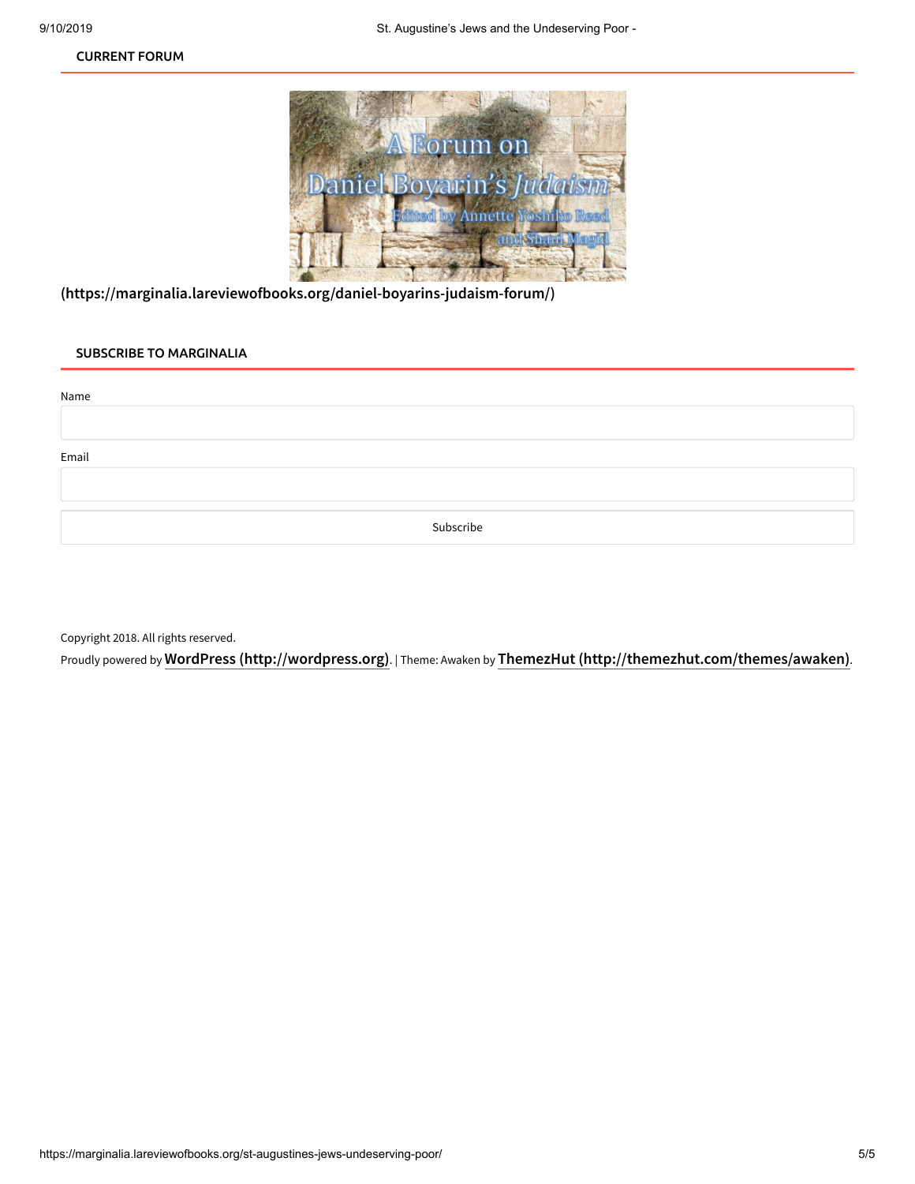## CURRENT FORUM

(https://marginalia.lareviewofbooks.org/daniel-boyarins-judaism-forum/)

## SUBSCRIBE TO MARGINALIA

Name

Email

Subscribe

Copyright 2018. All rights reserved.

Proudly powered by **WordPress (http://wordpress.org)**. | Theme: Awaken by **ThemezHut (http://themezhut.com/themes/awaken)**.